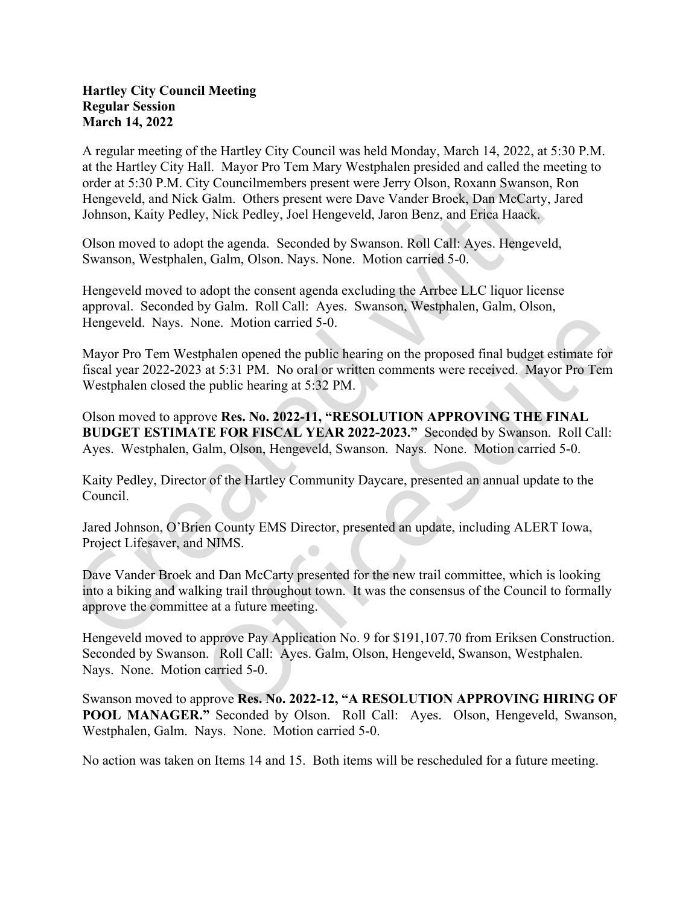**Hartley City Council Meeting**
**Regular Session**
**March 14, 2022**

A regular meeting of the Hartley City Council was held Monday, March 14, 2022, at 5:30 P.M. at the Hartley City Hall. Mayor Pro Tem Mary Westphalen presided and called the meeting to order at 5:30 P.M. City Councilmembers present were Jerry Olson, Roxann Swanson, Ron Hengeveld, and Nick Galm. Others present were Dave Vander Broek, Dan McCarty, Jared Johnson, Kaity Pedley, Nick Pedley, Joel Hengeveld, Jaron Benz, and Erica Haack.

Olson moved to adopt the agenda. Seconded by Swanson. Roll Call: Ayes. Hengeveld, Swanson, Westphalen, Galm, Olson. Nays. None. Motion carried 5-0.

Hengeveld moved to adopt the consent agenda excluding the Arrbee LLC liquor license approval. Seconded by Galm. Roll Call: Ayes. Swanson, Westphalen, Galm, Olson, Hengeveld. Nays. None. Motion carried 5-0.

Mayor Pro Tem Westphalen opened the public hearing on the proposed final budget estimate for fiscal year 2022-2023 at 5:31 PM. No oral or written comments were received. Mayor Pro Tem Westphalen closed the public hearing at 5:32 PM.

Olson moved to approve **Res. No. 2022-11, "RESOLUTION APPROVING THE FINAL BUDGET ESTIMATE FOR FISCAL YEAR 2022-2023."** Seconded by Swanson. Roll Call: Ayes. Westphalen, Galm, Olson, Hengeveld, Swanson. Nays. None. Motion carried 5-0.

Kaity Pedley, Director of the Hartley Community Daycare, presented an annual update to the Council.

Jared Johnson, O'Brien County EMS Director, presented an update, including ALERT Iowa, Project Lifesaver, and NIMS.

Dave Vander Broek and Dan McCarty presented for the new trail committee, which is looking into a biking and walking trail throughout town. It was the consensus of the Council to formally approve the committee at a future meeting.

Hengeveld moved to approve Pay Application No. 9 for $191,107.70 from Eriksen Construction. Seconded by Swanson. Roll Call: Ayes. Galm, Olson, Hengeveld, Swanson, Westphalen. Nays. None. Motion carried 5-0.

Swanson moved to approve **Res. No. 2022-12, "A RESOLUTION APPROVING HIRING OF POOL MANAGER."** Seconded by Olson. Roll Call: Ayes. Olson, Hengeveld, Swanson, Westphalen, Galm. Nays. None. Motion carried 5-0.

No action was taken on Items 14 and 15. Both items will be rescheduled for a future meeting.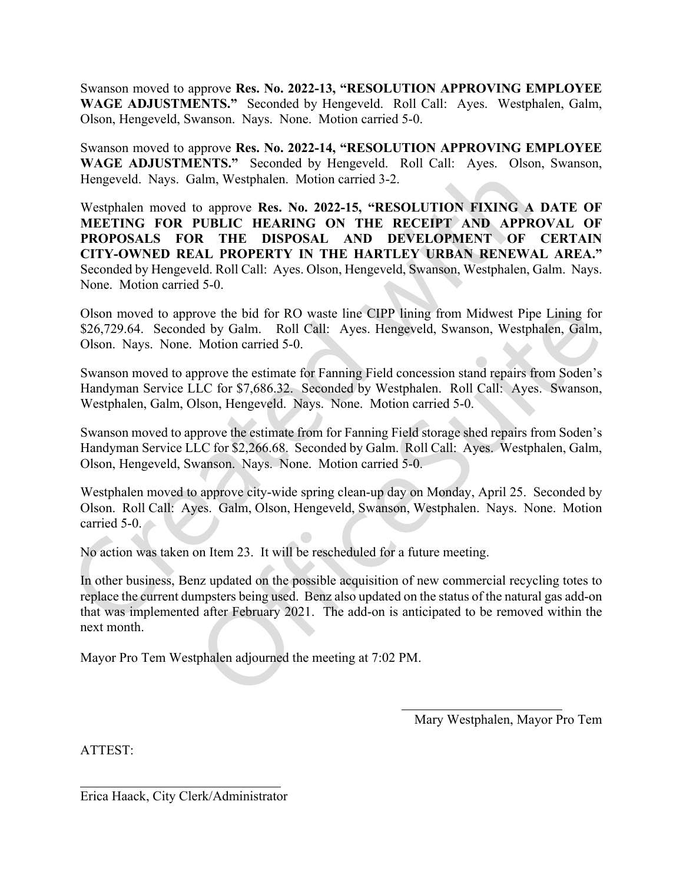Swanson moved to approve **Res. No. 2022-13, "RESOLUTION APPROVING EMPLOYEE WAGE ADJUSTMENTS."** Seconded by Hengeveld. Roll Call: Ayes. Westphalen, Galm, Olson, Hengeveld, Swanson. Nays. None. Motion carried 5-0.

Swanson moved to approve **Res. No. 2022-14, "RESOLUTION APPROVING EMPLOYEE WAGE ADJUSTMENTS."** Seconded by Hengeveld. Roll Call: Ayes. Olson, Swanson, Hengeveld. Nays. Galm, Westphalen. Motion carried 3-2.

Westphalen moved to approve **Res. No. 2022-15, "RESOLUTION FIXING A DATE OF MEETING FOR PUBLIC HEARING ON THE RECEIPT AND APPROVAL OF PROPOSALS FOR THE DISPOSAL AND DEVELOPMENT OF CERTAIN CITY-OWNED REAL PROPERTY IN THE HARTLEY URBAN RENEWAL AREA."** Seconded by Hengeveld. Roll Call: Ayes. Olson, Hengeveld, Swanson, Westphalen, Galm. Nays. None. Motion carried 5-0.

Olson moved to approve the bid for RO waste line CIPP lining from Midwest Pipe Lining for $26,729.64. Seconded by Galm. Roll Call: Ayes. Hengeveld, Swanson, Westphalen, Galm, Olson. Nays. None. Motion carried 5-0.

Swanson moved to approve the estimate for Fanning Field concession stand repairs from Soden's Handyman Service LLC for $7,686.32. Seconded by Westphalen. Roll Call: Ayes. Swanson, Westphalen, Galm, Olson, Hengeveld. Nays. None. Motion carried 5-0.

Swanson moved to approve the estimate from for Fanning Field storage shed repairs from Soden's Handyman Service LLC for $2,266.68. Seconded by Galm. Roll Call: Ayes. Westphalen, Galm, Olson, Hengeveld, Swanson. Nays. None. Motion carried 5-0.

Westphalen moved to approve city-wide spring clean-up day on Monday, April 25. Seconded by Olson. Roll Call: Ayes. Galm, Olson, Hengeveld, Swanson, Westphalen. Nays. None. Motion carried 5-0.

No action was taken on Item 23. It will be rescheduled for a future meeting.

In other business, Benz updated on the possible acquisition of new commercial recycling totes to replace the current dumpsters being used. Benz also updated on the status of the natural gas add-on that was implemented after February 2021. The add-on is anticipated to be removed within the next month.

Mayor Pro Tem Westphalen adjourned the meeting at 7:02 PM.

\_\_\_\_\_\_\_\_\_\_\_\_\_\_\_\_\_\_\_\_\_\_\_\_\_\_

Mary Westphalen, Mayor Pro Tem

ATTEST:

\_\_\_\_\_\_\_\_\_\_\_\_\_\_\_\_\_\_\_\_\_\_\_\_\_\_

Erica Haack, City Clerk/Administrator